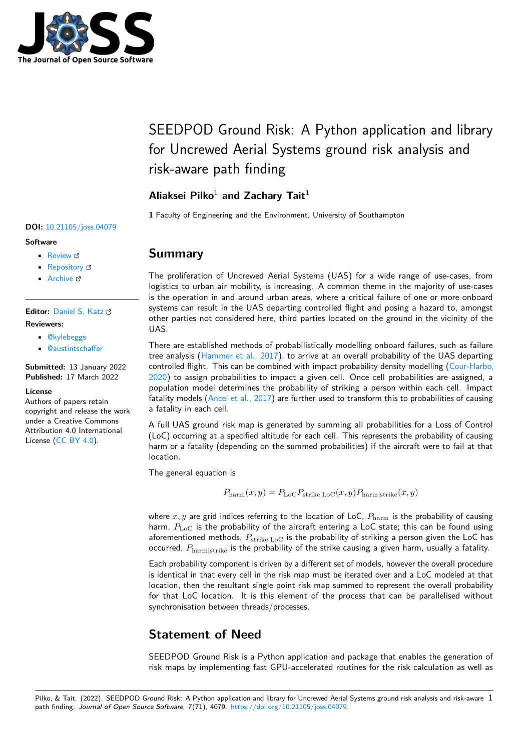# SEEDPOD Ground Risk: A Python application and library for Uncrewed Aerial Systems ground risk analysis and risk-aware path finding

**Aliaksei Pilko**[1] **and Zachary Tait**[1]

**1** Faculty of Engineering and the Environment, University of Southampton

**DOI:** 10.21105/joss.04079

**Software**

- Review
- Repository
- Archive

**Editor:** Daniel S. Katz

**Reviewers:**

- @kylebeggs
- @austintschaffer

**Submitted:** 13 January 2022
**Published:** 17 March 2022

**License**
Authors of papers retain copyright and release the work under a Creative Commons Attribution 4.0 International License (CC BY 4.0).

## Summary

The proliferation of Uncrewed Aerial Systems (UAS) for a wide range of use-cases, from logistics to urban air mobility, is increasing. A common theme in the majority of use-cases is the operation in and around urban areas, where a critical failure of one or more onboard systems can result in the UAS departing controlled flight and posing a hazard to, amongst other parties not considered here, third parties located on the ground in the vicinity of the UAS.

There are established methods of probabilistically modelling onboard failures, such as failure tree analysis (Hammer et al., 2017), to arrive at an overall probability of the UAS departing controlled flight. This can be combined with impact probability density modelling (Cour-Harbo, 2020) to assign probabilities to impact a given cell. Once cell probabilities are assigned, a population model determines the probability of striking a person within each cell. Impact fatality models (Ancel et al., 2017) are further used to transform this to probabilities of causing a fatality in each cell.

A full UAS ground risk map is generated by summing all probabilities for a Loss of Control (LoC) occurring at a specified altitude for each cell. This represents the probability of causing harm or a fatality (depending on the summed probabilities) if the aircraft were to fail at that location.

The general equation is

$$P_{\text{harm}}(x, y) = P_{\text{LoC}} P_{\text{strike}|\text{LoC}}(x, y) P_{\text{harm}|\text{strike}}(x, y)$$

where $x, y$ are grid indices referring to the location of LoC, $P_{\text{harm}}$ is the probability of causing harm, $P_{\text{LoC}}$ is the probability of the aircraft entering a LoC state; this can be found using aforementioned methods, $P_{\text{strike}|\text{LoC}}$ is the probability of striking a person given the LoC has occurred, $P_{\text{harm}|\text{strike}}$ is the probability of the strike causing a given harm, usually a fatality.

Each probability component is driven by a different set of models, however the overall procedure is identical in that every cell in the risk map must be iterated over and a LoC modeled at that location, then the resultant single point risk map summed to represent the overall probability for that LoC location. It is this element of the process that can be parallelised without synchronisation between threads/processes.

## Statement of Need

SEEDPOD Ground Risk is a Python application and package that enables the generation of risk maps by implementing fast GPU-accelerated routines for the risk calculation as well as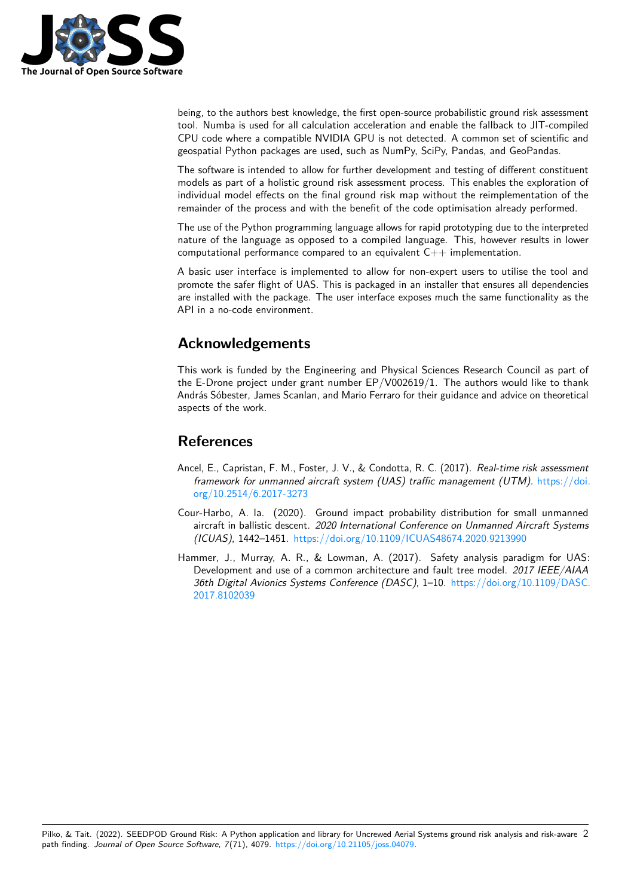being, to the authors best knowledge, the first open-source probabilistic ground risk assessment tool. Numba is used for all calculation acceleration and enable the fallback to JIT-compiled CPU code where a compatible NVIDIA GPU is not detected. A common set of scientific and geospatial Python packages are used, such as NumPy, SciPy, Pandas, and GeoPandas.

The software is intended to allow for further development and testing of different constituent models as part of a holistic ground risk assessment process. This enables the exploration of individual model effects on the final ground risk map without the reimplementation of the remainder of the process and with the benefit of the code optimisation already performed.

The use of the Python programming language allows for rapid prototyping due to the interpreted nature of the language as opposed to a compiled language. This, however results in lower computational performance compared to an equivalent C++ implementation.

A basic user interface is implemented to allow for non-expert users to utilise the tool and promote the safer flight of UAS. This is packaged in an installer that ensures all dependencies are installed with the package. The user interface exposes much the same functionality as the API in a no-code environment.

## Acknowledgements

This work is funded by the Engineering and Physical Sciences Research Council as part of the E-Drone project under grant number EP/V002619/1. The authors would like to thank András Sóbester, James Scanlan, and Mario Ferraro for their guidance and advice on theoretical aspects of the work.

## References

Ancel, E., Capristan, F. M., Foster, J. V., & Condotta, R. C. (2017). *Real-time risk assessment framework for unmanned aircraft system (UAS) traffic management (UTM)*. https://doi.org/10.2514/6.2017-3273

Cour-Harbo, A. la. (2020). Ground impact probability distribution for small unmanned aircraft in ballistic descent. *2020 International Conference on Unmanned Aircraft Systems (ICUAS)*, 1442–1451. https://doi.org/10.1109/ICUAS48674.2020.9213990

Hammer, J., Murray, A. R., & Lowman, A. (2017). Safety analysis paradigm for UAS: Development and use of a common architecture and fault tree model. *2017 IEEE/AIAA 36th Digital Avionics Systems Conference (DASC)*, 1–10. https://doi.org/10.1109/DASC.2017.8102039